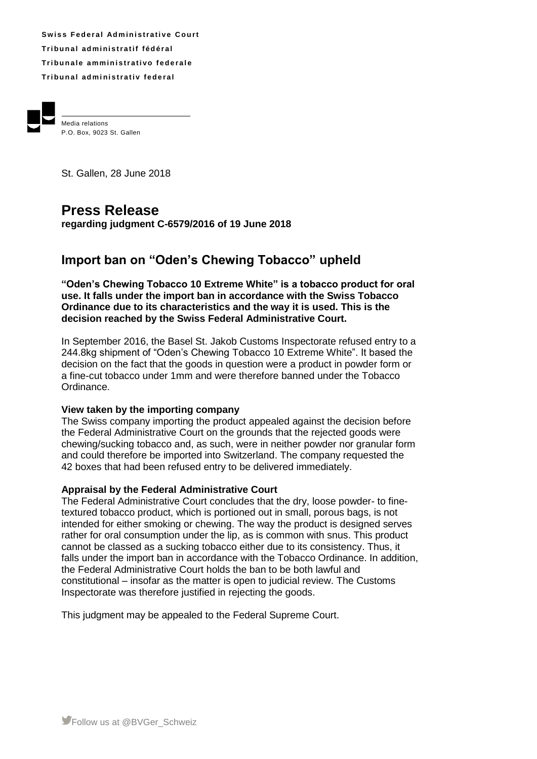**Swiss Federal Administrative Court**
**Tribunal administratif fédéral**
**Tribunale amministrativo federale**
**Tribunal administrativ federal**

Media relations
P.O. Box, 9023 St. Gallen

St. Gallen, 28 June 2018

# Press Release

**regarding judgment C-6579/2016 of 19 June 2018**

## Import ban on "Oden's Chewing Tobacco" upheld

**"Oden's Chewing Tobacco 10 Extreme White" is a tobacco product for oral use. It falls under the import ban in accordance with the Swiss Tobacco Ordinance due to its characteristics and the way it is used. This is the decision reached by the Swiss Federal Administrative Court.**

In September 2016, the Basel St. Jakob Customs Inspectorate refused entry to a 244.8kg shipment of "Oden's Chewing Tobacco 10 Extreme White". It based the decision on the fact that the goods in question were a product in powder form or a fine-cut tobacco under 1mm and were therefore banned under the Tobacco Ordinance.

### View taken by the importing company

The Swiss company importing the product appealed against the decision before the Federal Administrative Court on the grounds that the rejected goods were chewing/sucking tobacco and, as such, were in neither powder nor granular form and could therefore be imported into Switzerland. The company requested the 42 boxes that had been refused entry to be delivered immediately.

### Appraisal by the Federal Administrative Court

The Federal Administrative Court concludes that the dry, loose powder- to fine-textured tobacco product, which is portioned out in small, porous bags, is not intended for either smoking or chewing. The way the product is designed serves rather for oral consumption under the lip, as is common with snus. This product cannot be classed as a sucking tobacco either due to its consistency. Thus, it falls under the import ban in accordance with the Tobacco Ordinance. In addition, the Federal Administrative Court holds the ban to be both lawful and constitutional – insofar as the matter is open to judicial review. The Customs Inspectorate was therefore justified in rejecting the goods.

This judgment may be appealed to the Federal Supreme Court.

Follow us at @BVGer_Schweiz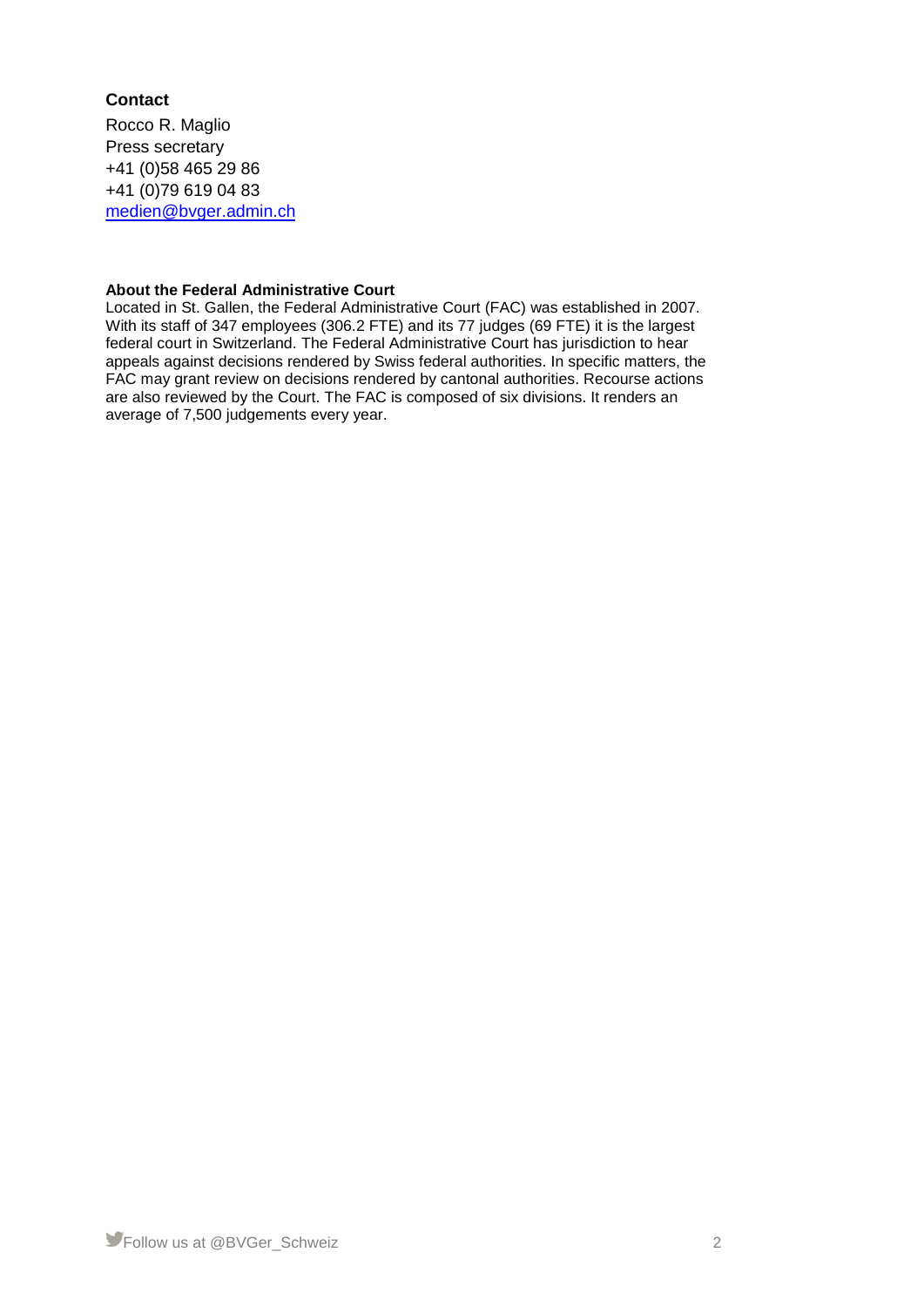## Contact

Rocco R. Maglio
Press secretary
+41 (0)58 465 29 86
+41 (0)79 619 04 83
medien@bvger.admin.ch

**About the Federal Administrative Court**

Located in St. Gallen, the Federal Administrative Court (FAC) was established in 2007. With its staff of 347 employees (306.2 FTE) and its 77 judges (69 FTE) it is the largest federal court in Switzerland. The Federal Administrative Court has jurisdiction to hear appeals against decisions rendered by Swiss federal authorities. In specific matters, the FAC may grant review on decisions rendered by cantonal authorities. Recourse actions are also reviewed by the Court. The FAC is composed of six divisions. It renders an average of 7,500 judgements every year.

Follow us at @BVGer_Schweiz